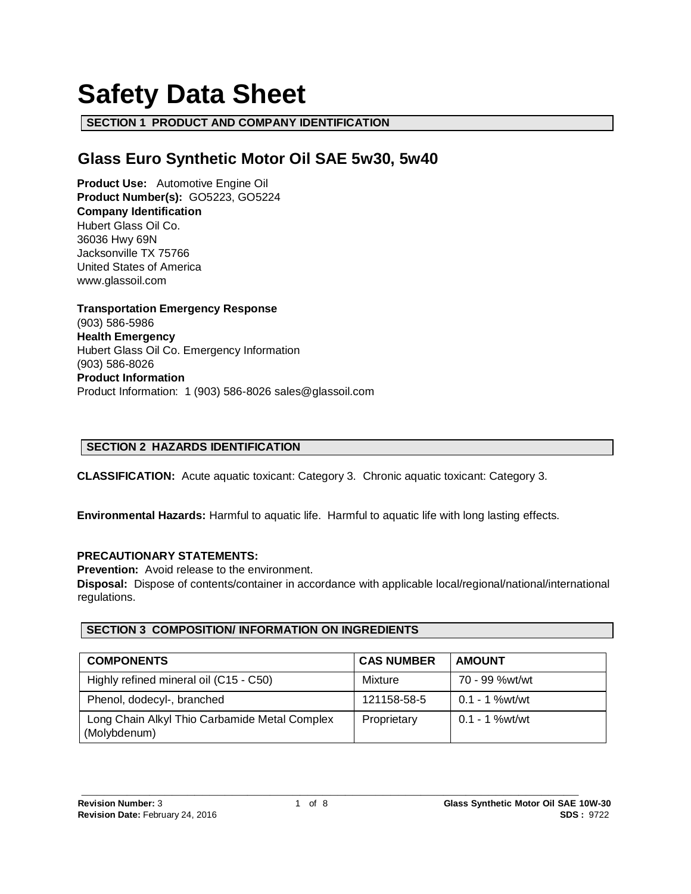# Safety Data Sheet

## SECTION 1 PRODUCT AND COMPANY IDENTIFICATION

### Glass Euro Synthetic Motor Oil SAE 5w30, 5w40

**Product Use:** Automotive Engine Oil
**Product Number(s):** GO5223, GO5224
**Company Identification**
Hubert Glass Oil Co.
36036 Hwy 69N
Jacksonville TX 75766
United States of America
www.glassoil.com

**Transportation Emergency Response**
(903) 586-5986
**Health Emergency**
Hubert Glass Oil Co. Emergency Information
(903) 586-8026
**Product Information**
Product Information: 1 (903) 586-8026 sales@glassoil.com

## SECTION 2 HAZARDS IDENTIFICATION

**CLASSIFICATION:** Acute aquatic toxicant: Category 3. Chronic aquatic toxicant: Category 3.

**Environmental Hazards:** Harmful to aquatic life. Harmful to aquatic life with long lasting effects.

**PRECAUTIONARY STATEMENTS:**
**Prevention:** Avoid release to the environment.
**Disposal:** Dispose of contents/container in accordance with applicable local/regional/national/international regulations.

## SECTION 3 COMPOSITION/ INFORMATION ON INGREDIENTS

| COMPONENTS | CAS NUMBER | AMOUNT |
|---|---|---|
| Highly refined mineral oil (C15 - C50) | Mixture | 70 - 99 %wt/wt |
| Phenol, dodecyl-, branched | 121158-58-5 | 0.1 - 1 %wt/wt |
| Long Chain Alkyl Thio Carbamide Metal Complex (Molybdenum) | Proprietary | 0.1 - 1 %wt/wt |

**Revision Number:** 3
**Revision Date:** February 24, 2016
**Glass Synthetic Motor Oil SAE 10W-30**
**SDS :** 9722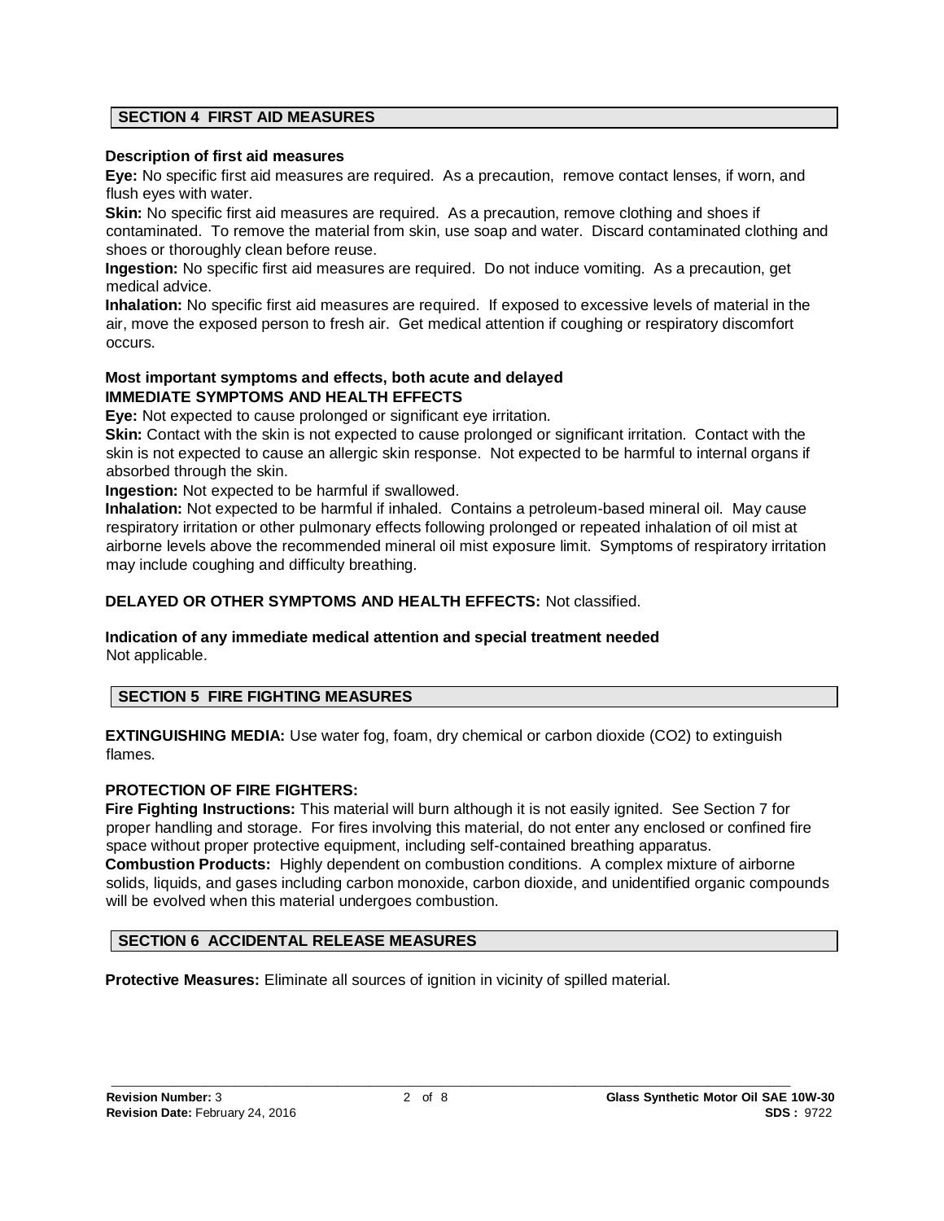## SECTION 4 FIRST AID MEASURES

**Description of first aid measures**

**Eye:** No specific first aid measures are required. As a precaution, remove contact lenses, if worn, and flush eyes with water.

**Skin:** No specific first aid measures are required. As a precaution, remove clothing and shoes if contaminated. To remove the material from skin, use soap and water. Discard contaminated clothing and shoes or thoroughly clean before reuse.

**Ingestion:** No specific first aid measures are required. Do not induce vomiting. As a precaution, get medical advice.

**Inhalation:** No specific first aid measures are required. If exposed to excessive levels of material in the air, move the exposed person to fresh air. Get medical attention if coughing or respiratory discomfort occurs.

**Most important symptoms and effects, both acute and delayed**

**IMMEDIATE SYMPTOMS AND HEALTH EFFECTS**

**Eye:** Not expected to cause prolonged or significant eye irritation.

**Skin:** Contact with the skin is not expected to cause prolonged or significant irritation. Contact with the skin is not expected to cause an allergic skin response. Not expected to be harmful to internal organs if absorbed through the skin.

**Ingestion:** Not expected to be harmful if swallowed.

**Inhalation:** Not expected to be harmful if inhaled. Contains a petroleum-based mineral oil. May cause respiratory irritation or other pulmonary effects following prolonged or repeated inhalation of oil mist at airborne levels above the recommended mineral oil mist exposure limit. Symptoms of respiratory irritation may include coughing and difficulty breathing.

**DELAYED OR OTHER SYMPTOMS AND HEALTH EFFECTS:** Not classified.

**Indication of any immediate medical attention and special treatment needed**

Not applicable.

## SECTION 5 FIRE FIGHTING MEASURES

**EXTINGUISHING MEDIA:** Use water fog, foam, dry chemical or carbon dioxide ($CO_2$) to extinguish flames.

**PROTECTION OF FIRE FIGHTERS:**

**Fire Fighting Instructions:** This material will burn although it is not easily ignited. See Section 7 for proper handling and storage. For fires involving this material, do not enter any enclosed or confined fire space without proper protective equipment, including self-contained breathing apparatus.

**Combustion Products:** Highly dependent on combustion conditions. A complex mixture of airborne solids, liquids, and gases including carbon monoxide, carbon dioxide, and unidentified organic compounds will be evolved when this material undergoes combustion.

## SECTION 6 ACCIDENTAL RELEASE MEASURES

**Protective Measures:** Eliminate all sources of ignition in vicinity of spilled material.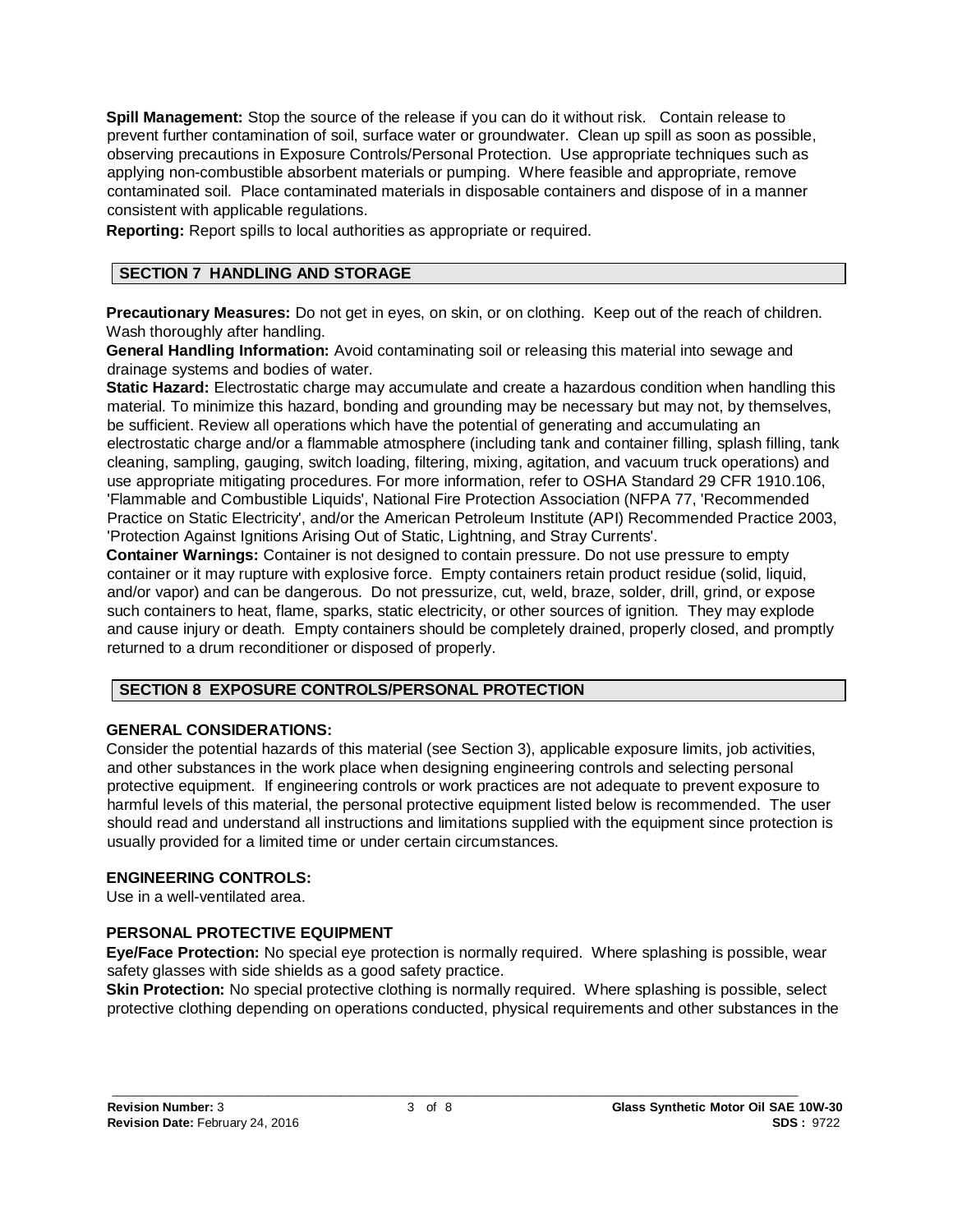**Spill Management:** Stop the source of the release if you can do it without risk. Contain release to prevent further contamination of soil, surface water or groundwater. Clean up spill as soon as possible, observing precautions in Exposure Controls/Personal Protection. Use appropriate techniques such as applying non-combustible absorbent materials or pumping. Where feasible and appropriate, remove contaminated soil. Place contaminated materials in disposable containers and dispose of in a manner consistent with applicable regulations.

**Reporting:** Report spills to local authorities as appropriate or required.

## SECTION 7 HANDLING AND STORAGE

**Precautionary Measures:** Do not get in eyes, on skin, or on clothing. Keep out of the reach of children. Wash thoroughly after handling.

**General Handling Information:** Avoid contaminating soil or releasing this material into sewage and drainage systems and bodies of water.

**Static Hazard:** Electrostatic charge may accumulate and create a hazardous condition when handling this material. To minimize this hazard, bonding and grounding may be necessary but may not, by themselves, be sufficient. Review all operations which have the potential of generating and accumulating an electrostatic charge and/or a flammable atmosphere (including tank and container filling, splash filling, tank cleaning, sampling, gauging, switch loading, filtering, mixing, agitation, and vacuum truck operations) and use appropriate mitigating procedures. For more information, refer to OSHA Standard 29 CFR 1910.106, 'Flammable and Combustible Liquids', National Fire Protection Association (NFPA 77, 'Recommended Practice on Static Electricity', and/or the American Petroleum Institute (API) Recommended Practice 2003, 'Protection Against Ignitions Arising Out of Static, Lightning, and Stray Currents'.

**Container Warnings:** Container is not designed to contain pressure. Do not use pressure to empty container or it may rupture with explosive force. Empty containers retain product residue (solid, liquid, and/or vapor) and can be dangerous. Do not pressurize, cut, weld, braze, solder, drill, grind, or expose such containers to heat, flame, sparks, static electricity, or other sources of ignition. They may explode and cause injury or death. Empty containers should be completely drained, properly closed, and promptly returned to a drum reconditioner or disposed of properly.

## SECTION 8 EXPOSURE CONTROLS/PERSONAL PROTECTION

### GENERAL CONSIDERATIONS:

Consider the potential hazards of this material (see Section 3), applicable exposure limits, job activities, and other substances in the work place when designing engineering controls and selecting personal protective equipment. If engineering controls or work practices are not adequate to prevent exposure to harmful levels of this material, the personal protective equipment listed below is recommended. The user should read and understand all instructions and limitations supplied with the equipment since protection is usually provided for a limited time or under certain circumstances.

### ENGINEERING CONTROLS:

Use in a well-ventilated area.

### PERSONAL PROTECTIVE EQUIPMENT

**Eye/Face Protection:** No special eye protection is normally required. Where splashing is possible, wear safety glasses with side shields as a good safety practice.

**Skin Protection:** No special protective clothing is normally required. Where splashing is possible, select protective clothing depending on operations conducted, physical requirements and other substances in the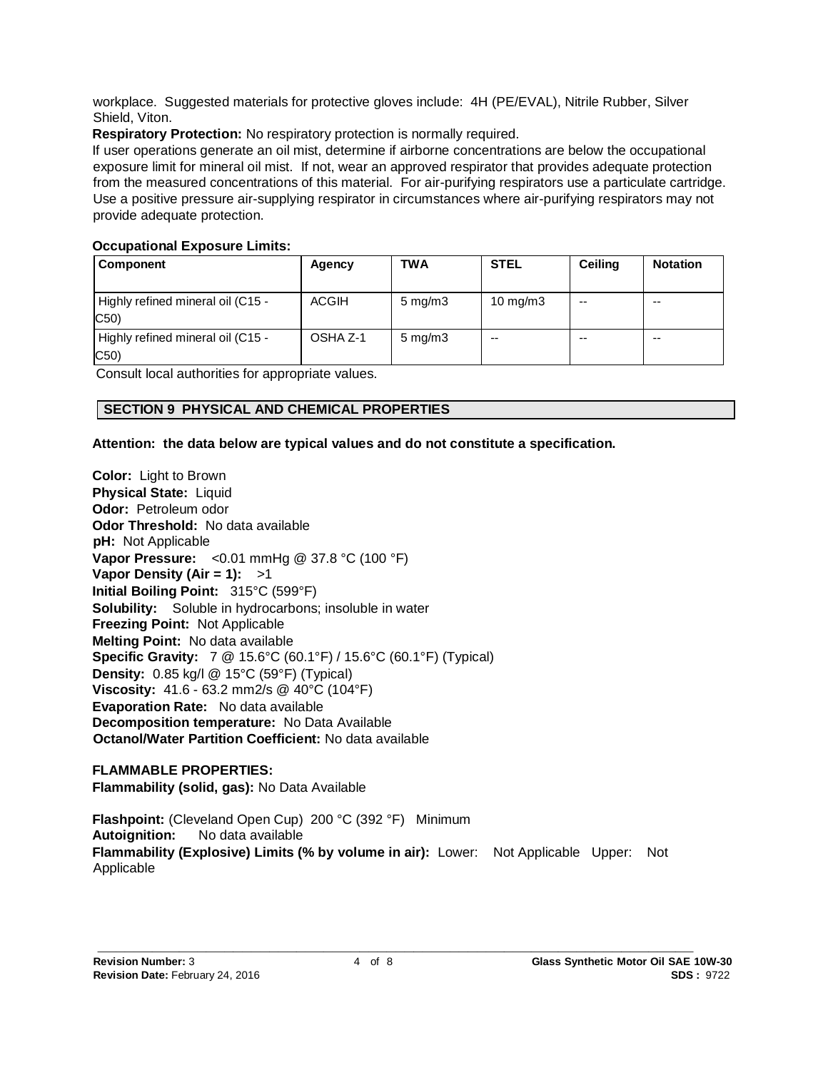workplace. Suggested materials for protective gloves include: 4H (PE/EVAL), Nitrile Rubber, Silver Shield, Viton.

**Respiratory Protection:** No respiratory protection is normally required.

If user operations generate an oil mist, determine if airborne concentrations are below the occupational exposure limit for mineral oil mist. If not, wear an approved respirator that provides adequate protection from the measured concentrations of this material. For air-purifying respirators use a particulate cartridge. Use a positive pressure air-supplying respirator in circumstances where air-purifying respirators may not provide adequate protection.

**Occupational Exposure Limits:**

| Component | Agency | TWA | STEL | Ceiling | Notation |
|---|---|---|---|---|---|
| Highly refined mineral oil (C15 - C50) | ACGIH | 5 mg/m3 | 10 mg/m3 | -- | -- |
| Highly refined mineral oil (C15 - C50) | OSHA Z-1 | 5 mg/m3 | -- | -- | -- |

Consult local authorities for appropriate values.

## SECTION 9 PHYSICAL AND CHEMICAL PROPERTIES

**Attention: the data below are typical values and do not constitute a specification.**

**Color:** Light to Brown
**Physical State:** Liquid
**Odor:** Petroleum odor
**Odor Threshold:** No data available
**pH:** Not Applicable
**Vapor Pressure:** <0.01 mmHg @ 37.8 °C (100 °F)
**Vapor Density (Air = 1):** >1
**Initial Boiling Point:** 315°C (599°F)
**Solubility:** Soluble in hydrocarbons; insoluble in water
**Freezing Point:** Not Applicable
**Melting Point:** No data available
**Specific Gravity:** 7 @ 15.6°C (60.1°F) / 15.6°C (60.1°F) (Typical)
**Density:** 0.85 kg/l @ 15°C (59°F) (Typical)
**Viscosity:** 41.6 - 63.2 mm2/s @ 40°C (104°F)
**Evaporation Rate:** No data available
**Decomposition temperature:** No Data Available
**Octanol/Water Partition Coefficient:** No data available

**FLAMMABLE PROPERTIES:**
**Flammability (solid, gas):** No Data Available

**Flashpoint:** (Cleveland Open Cup) 200 °C (392 °F) Minimum
**Autoignition:** No data available
**Flammability (Explosive) Limits (% by volume in air):** Lower: Not Applicable Upper: Not Applicable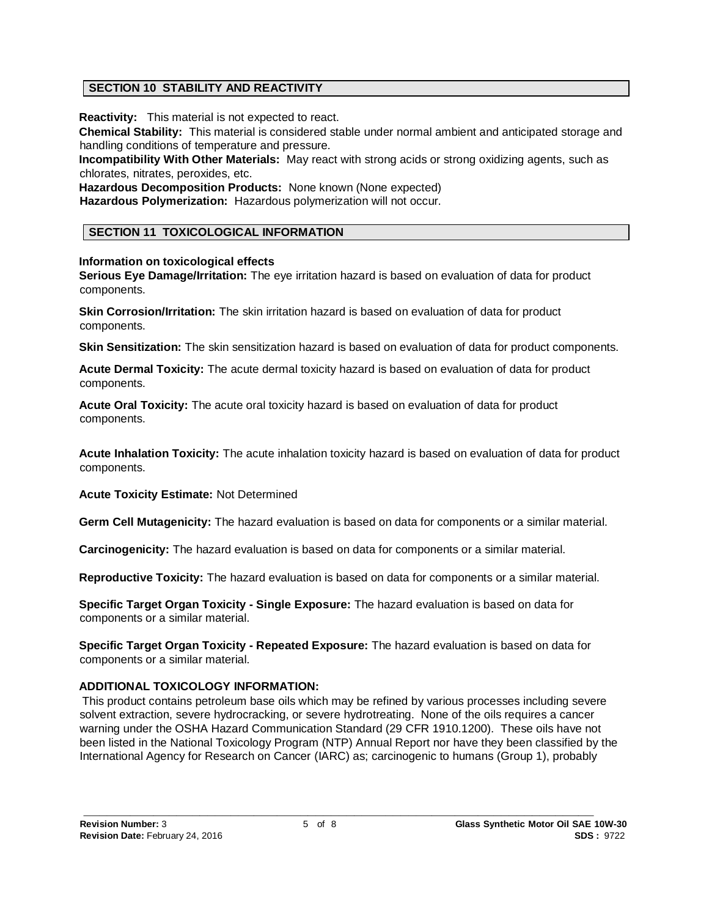## SECTION 10 STABILITY AND REACTIVITY

**Reactivity:** This material is not expected to react.

**Chemical Stability:** This material is considered stable under normal ambient and anticipated storage and handling conditions of temperature and pressure.

**Incompatibility With Other Materials:** May react with strong acids or strong oxidizing agents, such as chlorates, nitrates, peroxides, etc.

**Hazardous Decomposition Products:** None known (None expected)

**Hazardous Polymerization:** Hazardous polymerization will not occur.

## SECTION 11 TOXICOLOGICAL INFORMATION

**Information on toxicological effects**

**Serious Eye Damage/Irritation:** The eye irritation hazard is based on evaluation of data for product components.

**Skin Corrosion/Irritation:** The skin irritation hazard is based on evaluation of data for product components.

**Skin Sensitization:** The skin sensitization hazard is based on evaluation of data for product components.

**Acute Dermal Toxicity:** The acute dermal toxicity hazard is based on evaluation of data for product components.

**Acute Oral Toxicity:** The acute oral toxicity hazard is based on evaluation of data for product components.

**Acute Inhalation Toxicity:** The acute inhalation toxicity hazard is based on evaluation of data for product components.

**Acute Toxicity Estimate:** Not Determined

**Germ Cell Mutagenicity:** The hazard evaluation is based on data for components or a similar material.

**Carcinogenicity:** The hazard evaluation is based on data for components or a similar material.

**Reproductive Toxicity:** The hazard evaluation is based on data for components or a similar material.

**Specific Target Organ Toxicity - Single Exposure:** The hazard evaluation is based on data for components or a similar material.

**Specific Target Organ Toxicity - Repeated Exposure:** The hazard evaluation is based on data for components or a similar material.

**ADDITIONAL TOXICOLOGY INFORMATION:**

This product contains petroleum base oils which may be refined by various processes including severe solvent extraction, severe hydrocracking, or severe hydrotreating. None of the oils requires a cancer warning under the OSHA Hazard Communication Standard (29 CFR 1910.1200). These oils have not been listed in the National Toxicology Program (NTP) Annual Report nor have they been classified by the International Agency for Research on Cancer (IARC) as; carcinogenic to humans (Group 1), probably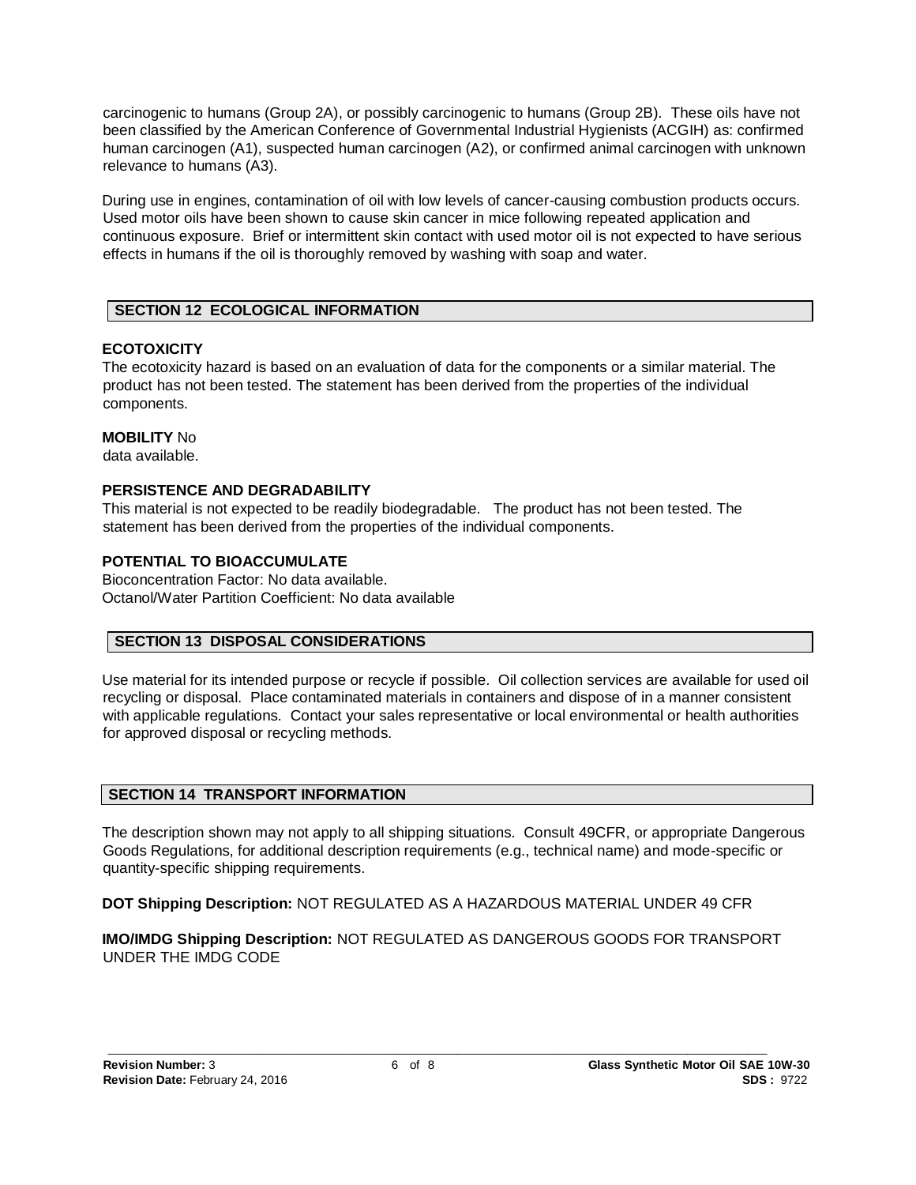carcinogenic to humans (Group 2A), or possibly carcinogenic to humans (Group 2B). These oils have not been classified by the American Conference of Governmental Industrial Hygienists (ACGIH) as: confirmed human carcinogen (A1), suspected human carcinogen (A2), or confirmed animal carcinogen with unknown relevance to humans (A3).

During use in engines, contamination of oil with low levels of cancer-causing combustion products occurs. Used motor oils have been shown to cause skin cancer in mice following repeated application and continuous exposure. Brief or intermittent skin contact with used motor oil is not expected to have serious effects in humans if the oil is thoroughly removed by washing with soap and water.

## SECTION 12 ECOLOGICAL INFORMATION

**ECOTOXICITY**

The ecotoxicity hazard is based on an evaluation of data for the components or a similar material. The product has not been tested. The statement has been derived from the properties of the individual components.

**MOBILITY** No data available.

**PERSISTENCE AND DEGRADABILITY**

This material is not expected to be readily biodegradable. The product has not been tested. The statement has been derived from the properties of the individual components.

**POTENTIAL TO BIOACCUMULATE**

Bioconcentration Factor: No data available.
Octanol/Water Partition Coefficient: No data available

## SECTION 13 DISPOSAL CONSIDERATIONS

Use material for its intended purpose or recycle if possible. Oil collection services are available for used oil recycling or disposal. Place contaminated materials in containers and dispose of in a manner consistent with applicable regulations. Contact your sales representative or local environmental or health authorities for approved disposal or recycling methods.

## SECTION 14 TRANSPORT INFORMATION

The description shown may not apply to all shipping situations. Consult 49CFR, or appropriate Dangerous Goods Regulations, for additional description requirements (e.g., technical name) and mode-specific or quantity-specific shipping requirements.

**DOT Shipping Description:** NOT REGULATED AS A HAZARDOUS MATERIAL UNDER 49 CFR

**IMO/IMDG Shipping Description:** NOT REGULATED AS DANGEROUS GOODS FOR TRANSPORT UNDER THE IMDG CODE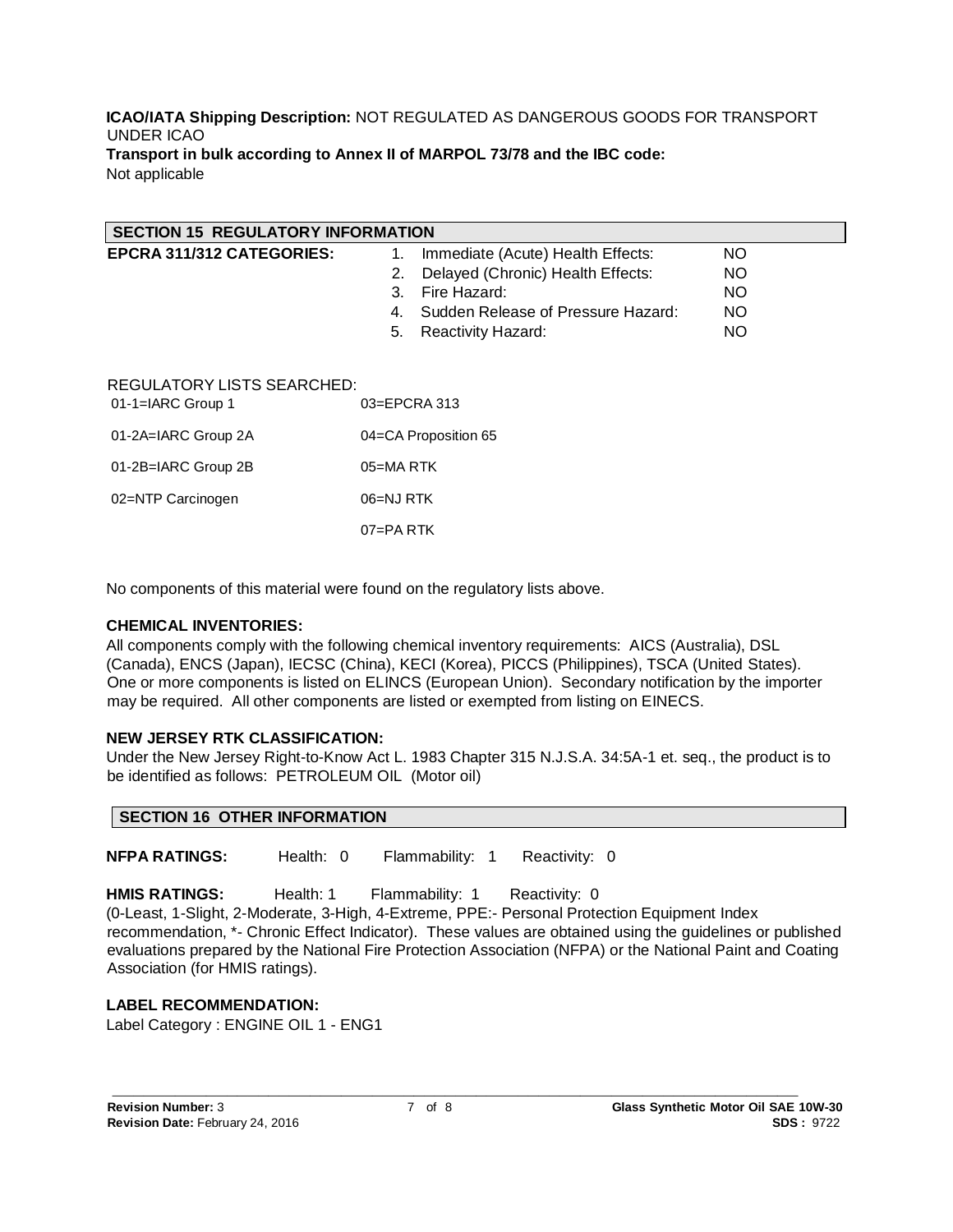**ICAO/IATA Shipping Description:** NOT REGULATED AS DANGEROUS GOODS FOR TRANSPORT UNDER ICAO

**Transport in bulk according to Annex II of MARPOL 73/78 and the IBC code:**
Not applicable

## SECTION 15 REGULATORY INFORMATION

**EPCRA 311/312 CATEGORIES:**

| | | |
|---|---|---|
| 1. | Immediate (Acute) Health Effects: | NO |
| 2. | Delayed (Chronic) Health Effects: | NO |
| 3. | Fire Hazard: | NO |
| 4. | Sudden Release of Pressure Hazard: | NO |
| 5. | Reactivity Hazard: | NO |

REGULATORY LISTS SEARCHED:

| | |
|---|---|
| 01-1=IARC Group 1 | 03=EPCRA 313 |
| 01-2A=IARC Group 2A | 04=CA Proposition 65 |
| 01-2B=IARC Group 2B | 05=MA RTK |
| 02=NTP Carcinogen | 06=NJ RTK |
| | 07=PA RTK |

No components of this material were found on the regulatory lists above.

**CHEMICAL INVENTORIES:**
All components comply with the following chemical inventory requirements: AICS (Australia), DSL (Canada), ENCS (Japan), IECSC (China), KECI (Korea), PICCS (Philippines), TSCA (United States). One or more components is listed on ELINCS (European Union). Secondary notification by the importer may be required. All other components are listed or exempted from listing on EINECS.

**NEW JERSEY RTK CLASSIFICATION:**
Under the New Jersey Right-to-Know Act L. 1983 Chapter 315 N.J.S.A. 34:5A-1 et. seq., the product is to be identified as follows: PETROLEUM OIL (Motor oil)

## SECTION 16 OTHER INFORMATION

**NFPA RATINGS:** Health: 0 Flammability: 1 Reactivity: 0

**HMIS RATINGS:** Health: 1 Flammability: 1 Reactivity: 0
(0-Least, 1-Slight, 2-Moderate, 3-High, 4-Extreme, PPE:- Personal Protection Equipment Index recommendation, *- Chronic Effect Indicator). These values are obtained using the guidelines or published evaluations prepared by the National Fire Protection Association (NFPA) or the National Paint and Coating Association (for HMIS ratings).

**LABEL RECOMMENDATION:**
Label Category : ENGINE OIL 1 - ENG1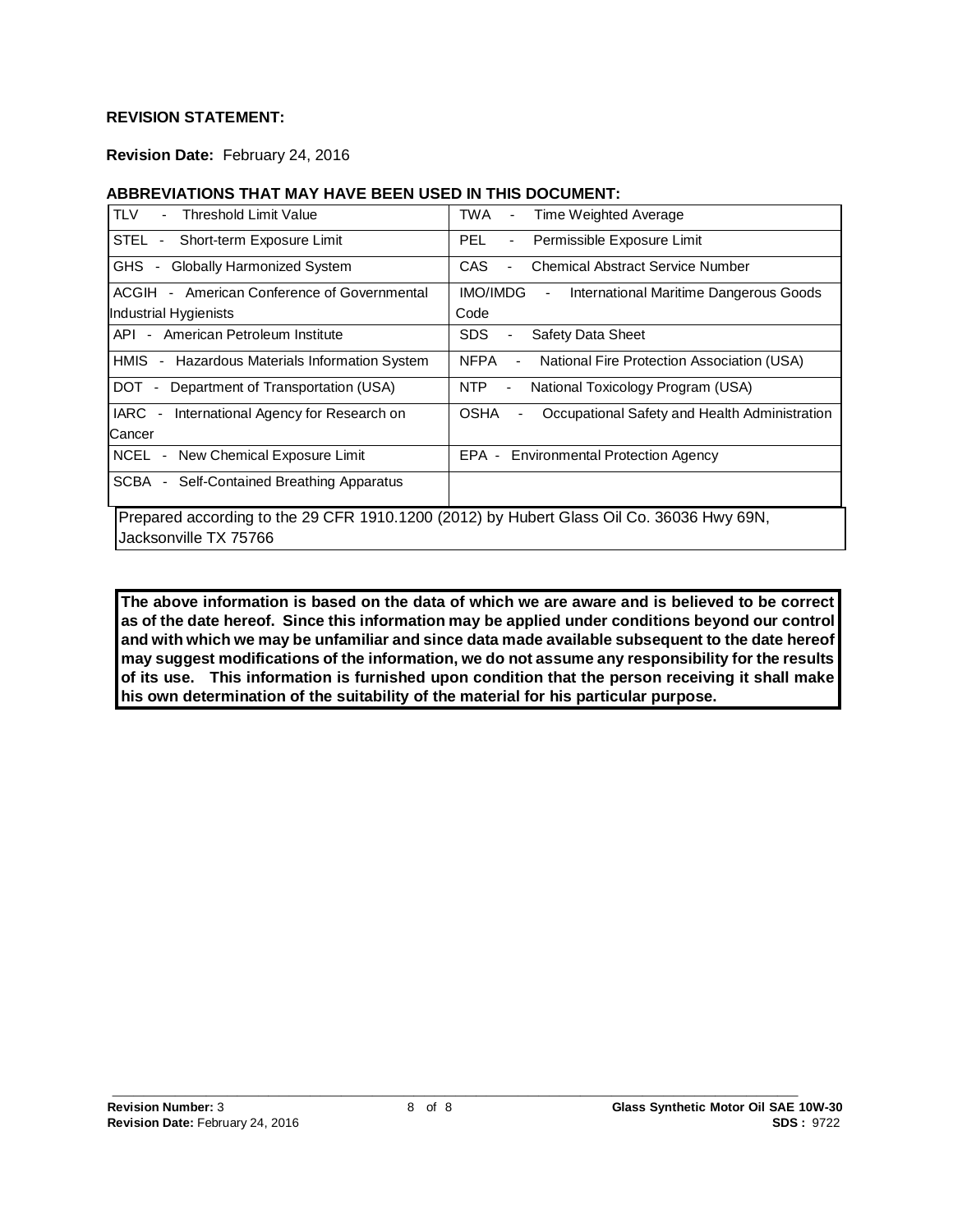**REVISION STATEMENT:**

**Revision Date:** February 24, 2016

**ABBREVIATIONS THAT MAY HAVE BEEN USED IN THIS DOCUMENT:**

| | |
|---|---|
| TLV - Threshold Limit Value | TWA - Time Weighted Average |
| STEL - Short-term Exposure Limit | PEL - Permissible Exposure Limit |
| GHS - Globally Harmonized System | CAS - Chemical Abstract Service Number |
| ACGIH - American Conference of Governmental Industrial Hygienists | IMO/IMDG - International Maritime Dangerous Goods Code |
| API - American Petroleum Institute | SDS - Safety Data Sheet |
| HMIS - Hazardous Materials Information System | NFPA - National Fire Protection Association (USA) |
| DOT - Department of Transportation (USA) | NTP - National Toxicology Program (USA) |
| IARC - International Agency for Research on Cancer | OSHA - Occupational Safety and Health Administration |
| NCEL - New Chemical Exposure Limit | EPA - Environmental Protection Agency |
| SCBA - Self-Contained Breathing Apparatus | |

Prepared according to the 29 CFR 1910.1200 (2012) by Hubert Glass Oil Co. 36036 Hwy 69N, Jacksonville TX 75766

**The above information is based on the data of which we are aware and is believed to be correct as of the date hereof. Since this information may be applied under conditions beyond our control and with which we may be unfamiliar and since data made available subsequent to the date hereof may suggest modifications of the information, we do not assume any responsibility for the results of its use. This information is furnished upon condition that the person receiving it shall make his own determination of the suitability of the material for his particular purpose.**